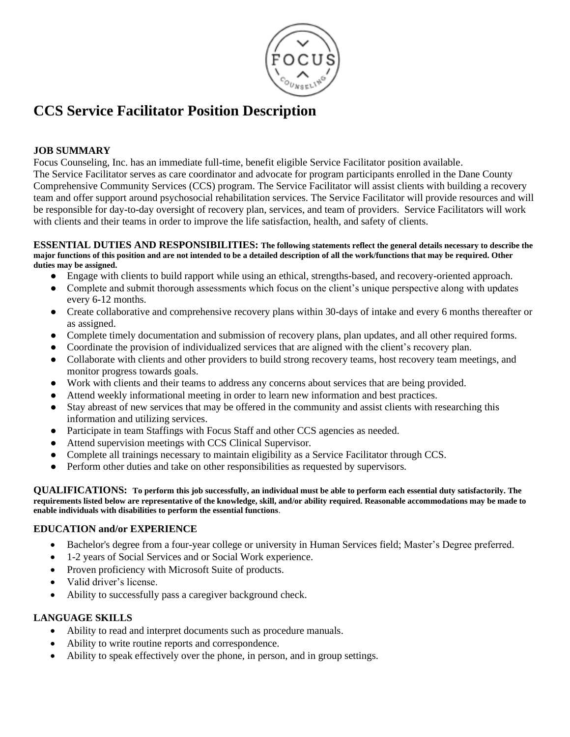# CCS Service Facilitator Position Description

**JOB SUMMARY**

Focus Counseling, Inc. has an immediate full-time, benefit eligible Service Facilitator position available. The Service Facilitator serves as care coordinator and advocate for program participants enrolled in the Dane County Comprehensive Community Services (CCS) program. The Service Facilitator will assist clients with building a recovery team and offer support around psychosocial rehabilitation services. The Service Facilitator will provide resources and will be responsible for day-to-day oversight of recovery plan, services, and team of providers. Service Facilitators will work with clients and their teams in order to improve the life satisfaction, health, and safety of clients.

**ESSENTIAL DUTIES AND RESPONSIBILITIES: The following statements reflect the general details necessary to describe the major functions of this position and are not intended to be a detailed description of all the work/functions that may be required. Other duties may be assigned.**

- Engage with clients to build rapport while using an ethical, strengths-based, and recovery-oriented approach.
- Complete and submit thorough assessments which focus on the client's unique perspective along with updates every 6-12 months.
- Create collaborative and comprehensive recovery plans within 30-days of intake and every 6 months thereafter or as assigned.
- Complete timely documentation and submission of recovery plans, plan updates, and all other required forms.
- Coordinate the provision of individualized services that are aligned with the client's recovery plan.
- Collaborate with clients and other providers to build strong recovery teams, host recovery team meetings, and monitor progress towards goals.
- Work with clients and their teams to address any concerns about services that are being provided.
- Attend weekly informational meeting in order to learn new information and best practices.
- Stay abreast of new services that may be offered in the community and assist clients with researching this information and utilizing services.
- Participate in team Staffings with Focus Staff and other CCS agencies as needed.
- Attend supervision meetings with CCS Clinical Supervisor.
- Complete all trainings necessary to maintain eligibility as a Service Facilitator through CCS.
- Perform other duties and take on other responsibilities as requested by supervisors.

**QUALIFICATIONS: To perform this job successfully, an individual must be able to perform each essential duty satisfactorily. The requirements listed below are representative of the knowledge, skill, and/or ability required. Reasonable accommodations may be made to enable individuals with disabilities to perform the essential functions.**

**EDUCATION and/or EXPERIENCE**

- Bachelor's degree from a four-year college or university in Human Services field; Master's Degree preferred.
- 1-2 years of Social Services and or Social Work experience.
- Proven proficiency with Microsoft Suite of products.
- Valid driver's license.
- Ability to successfully pass a caregiver background check.

**LANGUAGE SKILLS**

- Ability to read and interpret documents such as procedure manuals.
- Ability to write routine reports and correspondence.
- Ability to speak effectively over the phone, in person, and in group settings.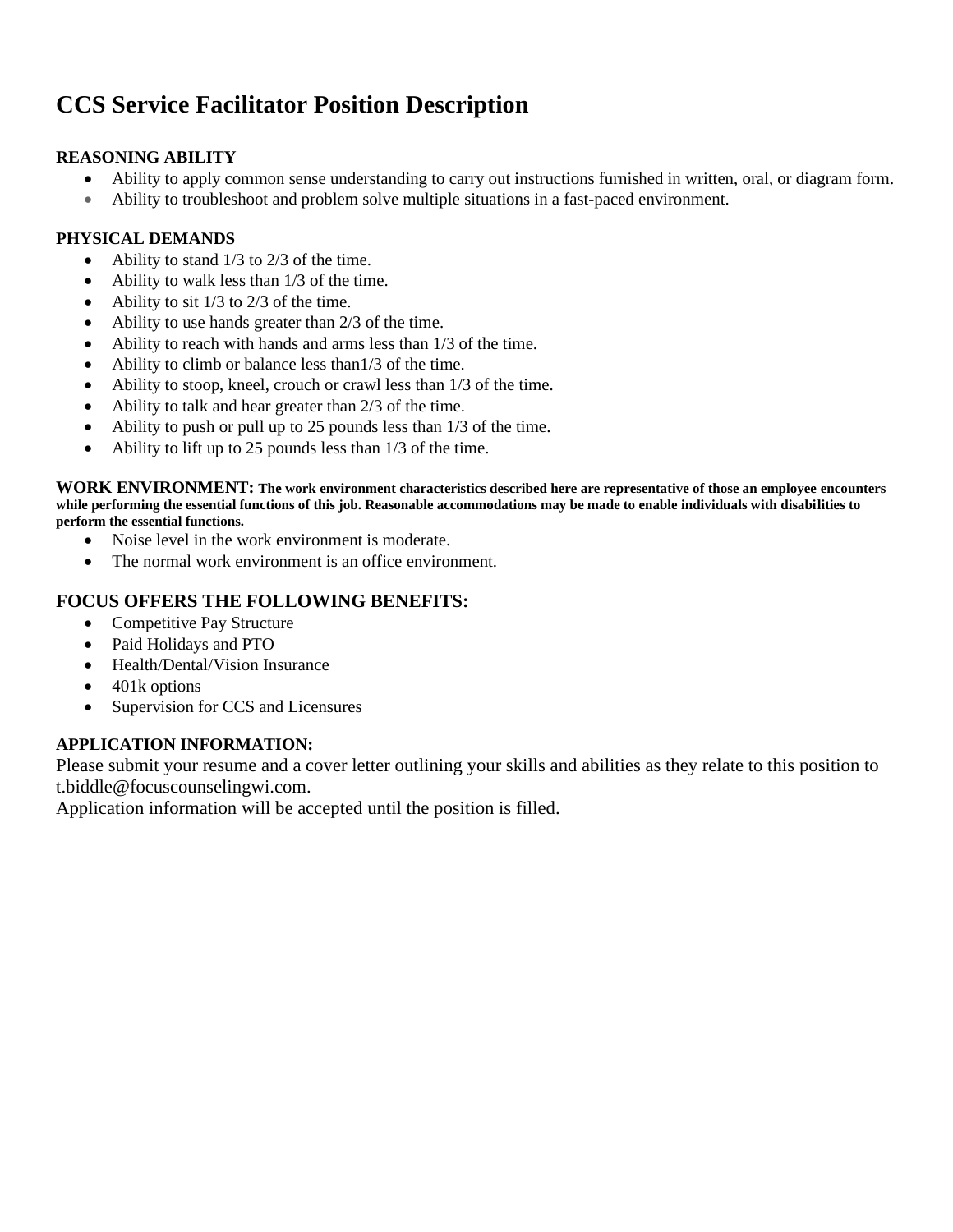# CCS Service Facilitator Position Description

**REASONING ABILITY**

- Ability to apply common sense understanding to carry out instructions furnished in written, oral, or diagram form.
- Ability to troubleshoot and problem solve multiple situations in a fast-paced environment.

**PHYSICAL DEMANDS**

- Ability to stand 1/3 to 2/3 of the time.
- Ability to walk less than 1/3 of the time.
- Ability to sit 1/3 to 2/3 of the time.
- Ability to use hands greater than 2/3 of the time.
- Ability to reach with hands and arms less than 1/3 of the time.
- Ability to climb or balance less than1/3 of the time.
- Ability to stoop, kneel, crouch or crawl less than 1/3 of the time.
- Ability to talk and hear greater than 2/3 of the time.
- Ability to push or pull up to 25 pounds less than 1/3 of the time.
- Ability to lift up to 25 pounds less than 1/3 of the time.

**WORK ENVIRONMENT: The work environment characteristics described here are representative of those an employee encounters while performing the essential functions of this job. Reasonable accommodations may be made to enable individuals with disabilities to perform the essential functions.**

- Noise level in the work environment is moderate.
- The normal work environment is an office environment.

**FOCUS OFFERS THE FOLLOWING BENEFITS:**

- Competitive Pay Structure
- Paid Holidays and PTO
- Health/Dental/Vision Insurance
- 401k options
- Supervision for CCS and Licensures

**APPLICATION INFORMATION:**

Please submit your resume and a cover letter outlining your skills and abilities as they relate to this position to t.biddle@focuscounselingwi.com.
Application information will be accepted until the position is filled.